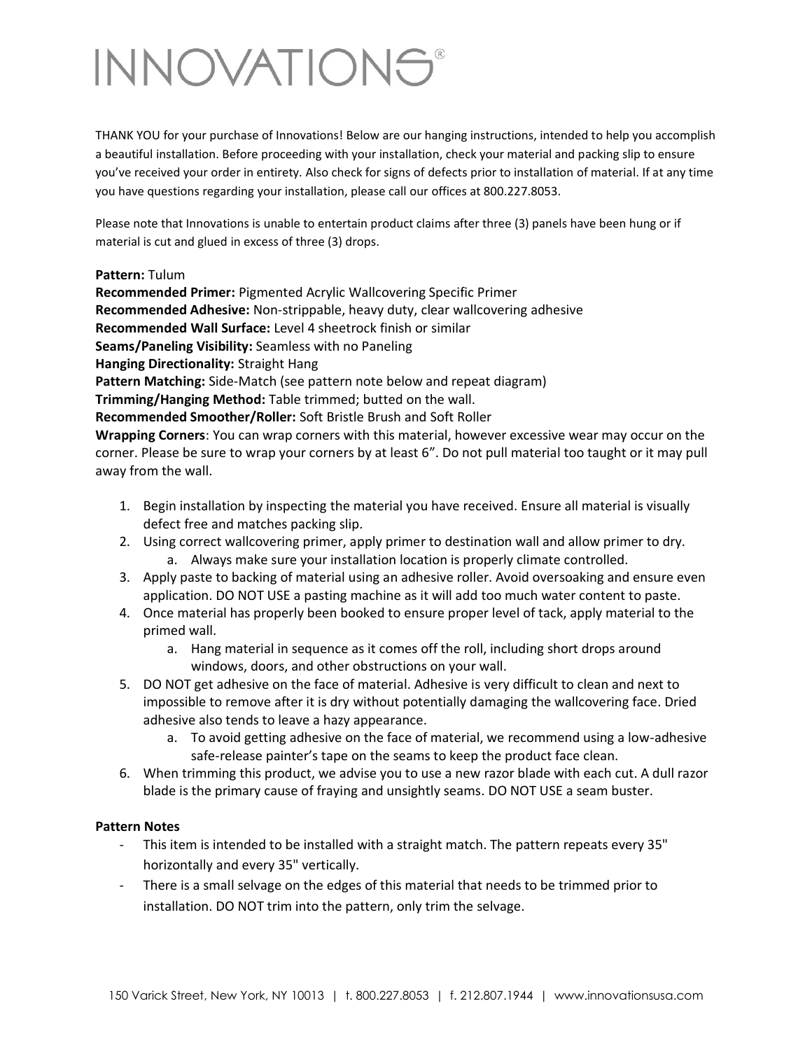# INNOVATIONS®

THANK YOU for your purchase of Innovations! Below are our hanging instructions, intended to help you accomplish a beautiful installation. Before proceeding with your installation, check your material and packing slip to ensure you've received your order in entirety. Also check for signs of defects prior to installation of material. If at any time you have questions regarding your installation, please call our offices at 800.227.8053.

Please note that Innovations is unable to entertain product claims after three (3) panels have been hung or if material is cut and glued in excess of three (3) drops.

**Pattern:** Tulum
**Recommended Primer:** Pigmented Acrylic Wallcovering Specific Primer
**Recommended Adhesive:** Non-strippable, heavy duty, clear wallcovering adhesive
**Recommended Wall Surface:** Level 4 sheetrock finish or similar
**Seams/Paneling Visibility:** Seamless with no Paneling
**Hanging Directionality:** Straight Hang
**Pattern Matching:** Side-Match (see pattern note below and repeat diagram)
**Trimming/Hanging Method:** Table trimmed; butted on the wall.
**Recommended Smoother/Roller:** Soft Bristle Brush and Soft Roller
**Wrapping Corners**: You can wrap corners with this material, however excessive wear may occur on the corner. Please be sure to wrap your corners by at least 6". Do not pull material too taught or it may pull away from the wall.

1. Begin installation by inspecting the material you have received. Ensure all material is visually defect free and matches packing slip.
2. Using correct wallcovering primer, apply primer to destination wall and allow primer to dry.
   a. Always make sure your installation location is properly climate controlled.
3. Apply paste to backing of material using an adhesive roller. Avoid oversoaking and ensure even application. DO NOT USE a pasting machine as it will add too much water content to paste.
4. Once material has properly been booked to ensure proper level of tack, apply material to the primed wall.
   a. Hang material in sequence as it comes off the roll, including short drops around windows, doors, and other obstructions on your wall.
5. DO NOT get adhesive on the face of material. Adhesive is very difficult to clean and next to impossible to remove after it is dry without potentially damaging the wallcovering face. Dried adhesive also tends to leave a hazy appearance.
   a. To avoid getting adhesive on the face of material, we recommend using a low-adhesive safe-release painter's tape on the seams to keep the product face clean.
6. When trimming this product, we advise you to use a new razor blade with each cut. A dull razor blade is the primary cause of fraying and unsightly seams. DO NOT USE a seam buster.

**Pattern Notes**

- This item is intended to be installed with a straight match. The pattern repeats every 35" horizontally and every 35" vertically.
- There is a small selvage on the edges of this material that needs to be trimmed prior to installation. DO NOT trim into the pattern, only trim the selvage.

150 Varick Street, New York, NY 10013 | t. 800.227.8053 | f. 212.807.1944 | www.innovationsusa.com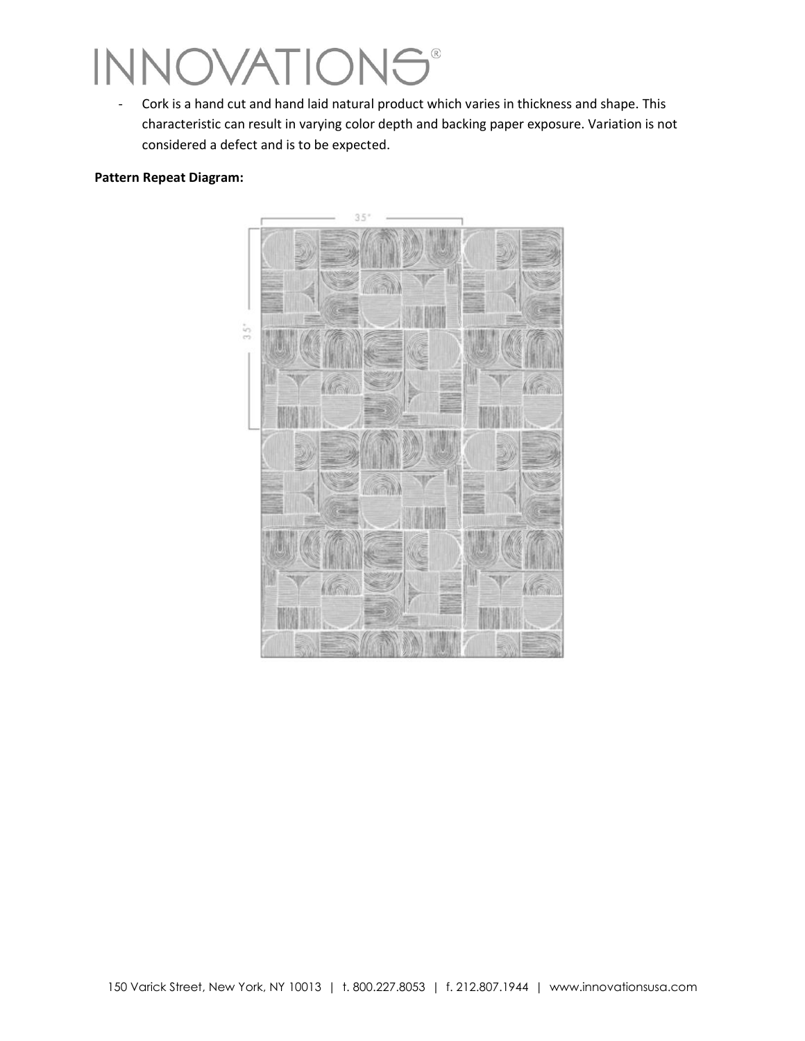- Cork is a hand cut and hand laid natural product which varies in thickness and shape. This characteristic can result in varying color depth and backing paper exposure. Variation is not considered a defect and is to be expected.

**Pattern Repeat Diagram:**

35"

35"